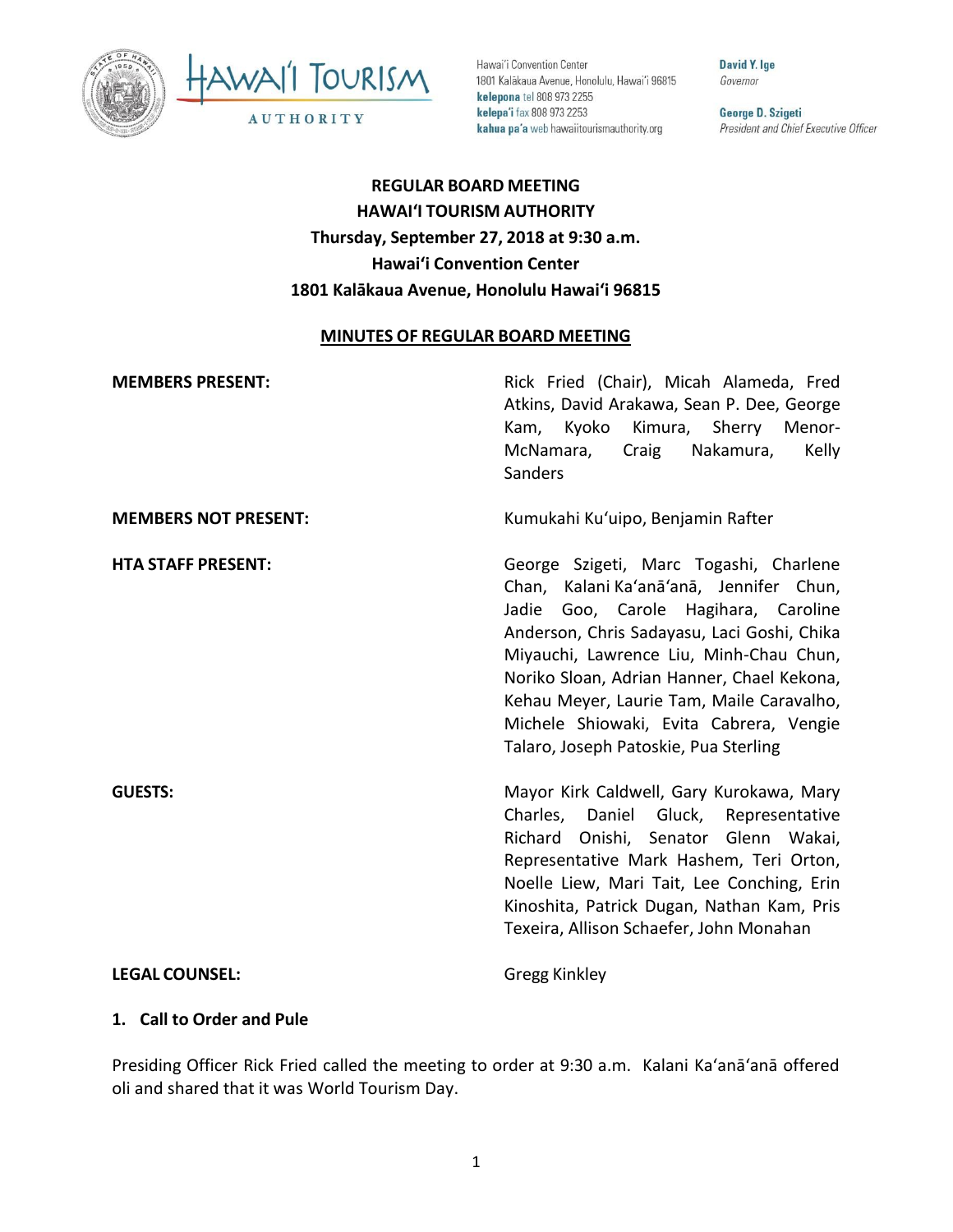Hawaiʻi Convention Center
1801 Kalākaua Avenue, Honolulu, Hawaiʻi 96815
**kelepona** tel 808 973 2255
**kelepaʻi** fax 808 973 2253
**kahua paʻa** web hawaiitourismauthority.org

**David Y. Ige**
*Governor*

**George D. Szigeti**
*President and Chief Executive Officer*

# REGULAR BOARD MEETING
# HAWAIʻI TOURISM AUTHORITY
## Thursday, September 27, 2018 at 9:30 a.m.
## Hawaiʻi Convention Center
## 1801 Kalākaua Avenue, Honolulu Hawaiʻi 96815

**MINUTES OF REGULAR BOARD MEETING**

**MEMBERS PRESENT:** Rick Fried (Chair), Micah Alameda, Fred Atkins, David Arakawa, Sean P. Dee, George Kam, Kyoko Kimura, Sherry Menor-McNamara, Craig Nakamura, Kelly Sanders

**MEMBERS NOT PRESENT:** Kumukahi Kuʻuipo, Benjamin Rafter

**HTA STAFF PRESENT:** George Szigeti, Marc Togashi, Charlene Chan, Kalani Kaʻanāʻanā, Jennifer Chun, Jadie Goo, Carole Hagihara, Caroline Anderson, Chris Sadayasu, Laci Goshi, Chika Miyauchi, Lawrence Liu, Minh-Chau Chun, Noriko Sloan, Adrian Hanner, Chael Kekona, Kehau Meyer, Laurie Tam, Maile Caravalho, Michele Shiowaki, Evita Cabrera, Vengie Talaro, Joseph Patoskie, Pua Sterling

**GUESTS:** Mayor Kirk Caldwell, Gary Kurokawa, Mary Charles, Daniel Gluck, Representative Richard Onishi, Senator Glenn Wakai, Representative Mark Hashem, Teri Orton, Noelle Liew, Mari Tait, Lee Conching, Erin Kinoshita, Patrick Dugan, Nathan Kam, Pris Texeira, Allison Schaefer, John Monahan

**LEGAL COUNSEL:** Gregg Kinkley

### 1. Call to Order and Pule

Presiding Officer Rick Fried called the meeting to order at 9:30 a.m. Kalani Kaʻanāʻanā offered oli and shared that it was World Tourism Day.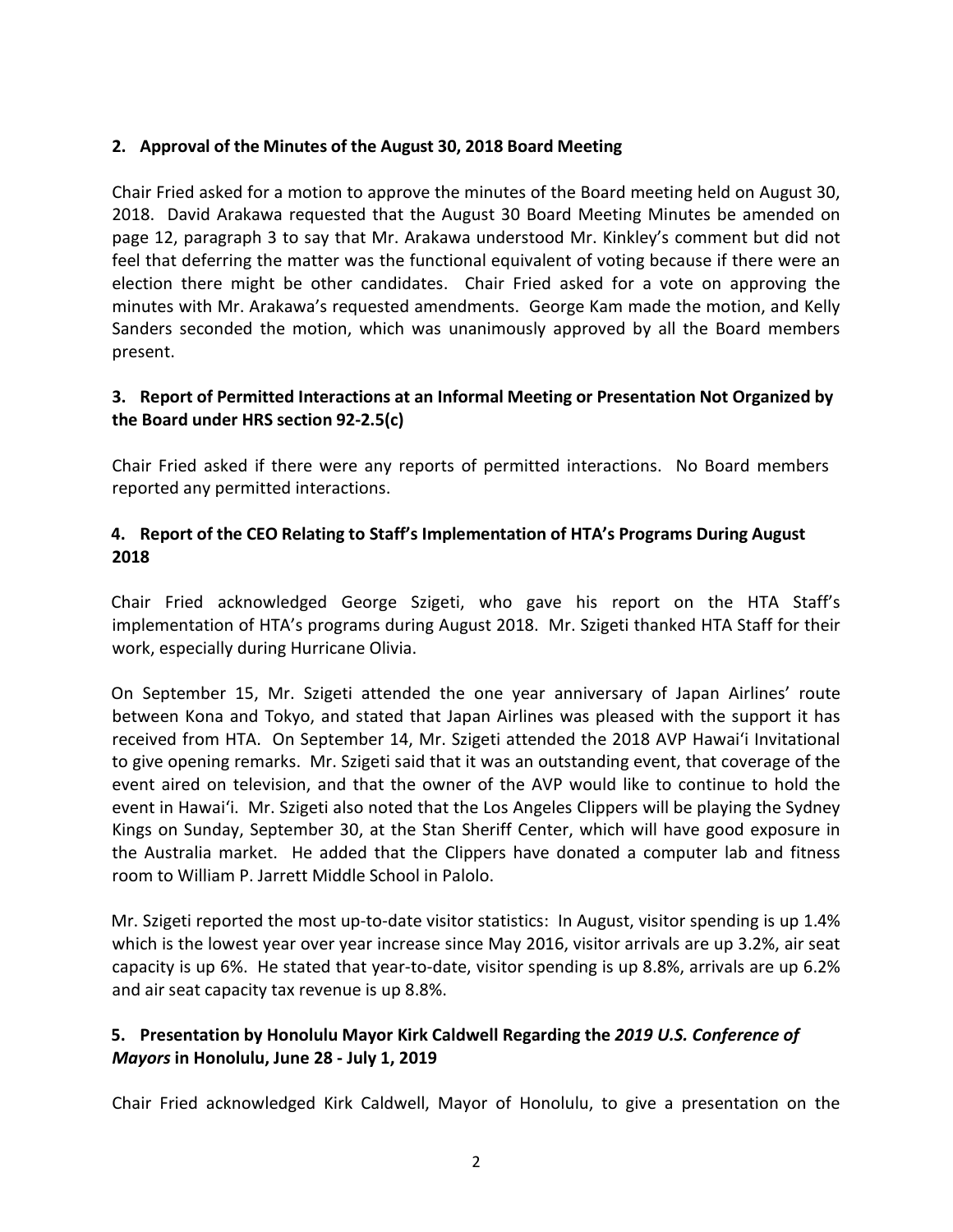## 2. Approval of the Minutes of the August 30, 2018 Board Meeting

Chair Fried asked for a motion to approve the minutes of the Board meeting held on August 30, 2018. David Arakawa requested that the August 30 Board Meeting Minutes be amended on page 12, paragraph 3 to say that Mr. Arakawa understood Mr. Kinkley's comment but did not feel that deferring the matter was the functional equivalent of voting because if there were an election there might be other candidates. Chair Fried asked for a vote on approving the minutes with Mr. Arakawa's requested amendments. George Kam made the motion, and Kelly Sanders seconded the motion, which was unanimously approved by all the Board members present.

## 3. Report of Permitted Interactions at an Informal Meeting or Presentation Not Organized by the Board under HRS section 92-2.5(c)

Chair Fried asked if there were any reports of permitted interactions. No Board members reported any permitted interactions.

## 4. Report of the CEO Relating to Staff's Implementation of HTA's Programs During August 2018

Chair Fried acknowledged George Szigeti, who gave his report on the HTA Staff's implementation of HTA's programs during August 2018. Mr. Szigeti thanked HTA Staff for their work, especially during Hurricane Olivia.

On September 15, Mr. Szigeti attended the one year anniversary of Japan Airlines' route between Kona and Tokyo, and stated that Japan Airlines was pleased with the support it has received from HTA. On September 14, Mr. Szigeti attended the 2018 AVP Hawaiʻi Invitational to give opening remarks. Mr. Szigeti said that it was an outstanding event, that coverage of the event aired on television, and that the owner of the AVP would like to continue to hold the event in Hawaiʻi. Mr. Szigeti also noted that the Los Angeles Clippers will be playing the Sydney Kings on Sunday, September 30, at the Stan Sheriff Center, which will have good exposure in the Australia market. He added that the Clippers have donated a computer lab and fitness room to William P. Jarrett Middle School in Palolo.

Mr. Szigeti reported the most up-to-date visitor statistics: In August, visitor spending is up 1.4% which is the lowest year over year increase since May 2016, visitor arrivals are up 3.2%, air seat capacity is up 6%. He stated that year-to-date, visitor spending is up 8.8%, arrivals are up 6.2% and air seat capacity tax revenue is up 8.8%.

## 5. Presentation by Honolulu Mayor Kirk Caldwell Regarding the *2019 U.S. Conference of Mayors* in Honolulu, June 28 - July 1, 2019

Chair Fried acknowledged Kirk Caldwell, Mayor of Honolulu, to give a presentation on the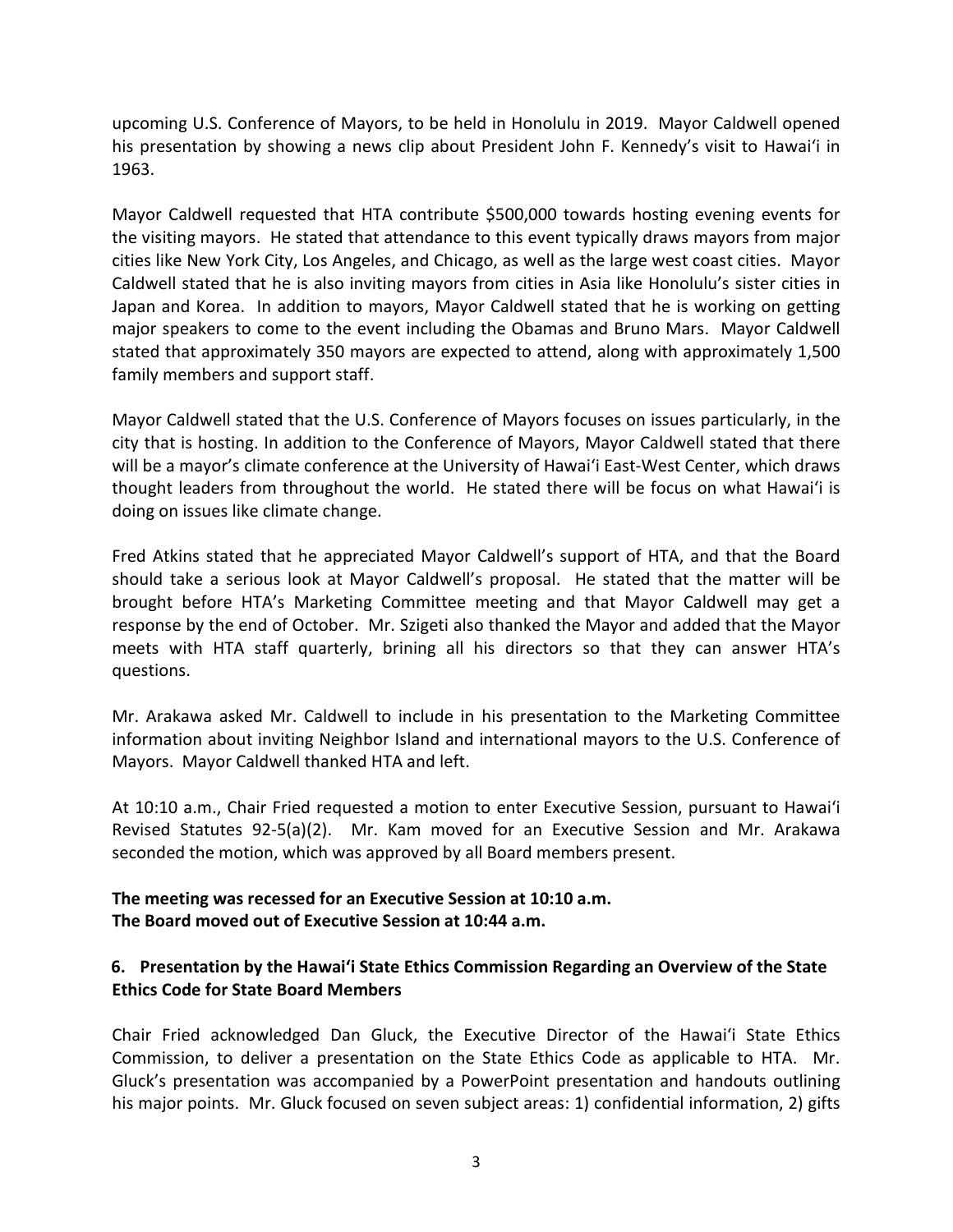upcoming U.S. Conference of Mayors, to be held in Honolulu in 2019. Mayor Caldwell opened his presentation by showing a news clip about President John F. Kennedy's visit to Hawai'i in 1963.

Mayor Caldwell requested that HTA contribute $500,000 towards hosting evening events for the visiting mayors. He stated that attendance to this event typically draws mayors from major cities like New York City, Los Angeles, and Chicago, as well as the large west coast cities. Mayor Caldwell stated that he is also inviting mayors from cities in Asia like Honolulu's sister cities in Japan and Korea. In addition to mayors, Mayor Caldwell stated that he is working on getting major speakers to come to the event including the Obamas and Bruno Mars. Mayor Caldwell stated that approximately 350 mayors are expected to attend, along with approximately 1,500 family members and support staff.

Mayor Caldwell stated that the U.S. Conference of Mayors focuses on issues particularly, in the city that is hosting. In addition to the Conference of Mayors, Mayor Caldwell stated that there will be a mayor's climate conference at the University of Hawai'i East-West Center, which draws thought leaders from throughout the world. He stated there will be focus on what Hawai'i is doing on issues like climate change.

Fred Atkins stated that he appreciated Mayor Caldwell's support of HTA, and that the Board should take a serious look at Mayor Caldwell's proposal. He stated that the matter will be brought before HTA's Marketing Committee meeting and that Mayor Caldwell may get a response by the end of October. Mr. Szigeti also thanked the Mayor and added that the Mayor meets with HTA staff quarterly, brining all his directors so that they can answer HTA's questions.

Mr. Arakawa asked Mr. Caldwell to include in his presentation to the Marketing Committee information about inviting Neighbor Island and international mayors to the U.S. Conference of Mayors. Mayor Caldwell thanked HTA and left.

At 10:10 a.m., Chair Fried requested a motion to enter Executive Session, pursuant to Hawai'i Revised Statutes 92-5(a)(2). Mr. Kam moved for an Executive Session and Mr. Arakawa seconded the motion, which was approved by all Board members present.

**The meeting was recessed for an Executive Session at 10:10 a.m.**
**The Board moved out of Executive Session at 10:44 a.m.**

**6. Presentation by the Hawai'i State Ethics Commission Regarding an Overview of the State Ethics Code for State Board Members**

Chair Fried acknowledged Dan Gluck, the Executive Director of the Hawai'i State Ethics Commission, to deliver a presentation on the State Ethics Code as applicable to HTA. Mr. Gluck's presentation was accompanied by a PowerPoint presentation and handouts outlining his major points. Mr. Gluck focused on seven subject areas: 1) confidential information, 2) gifts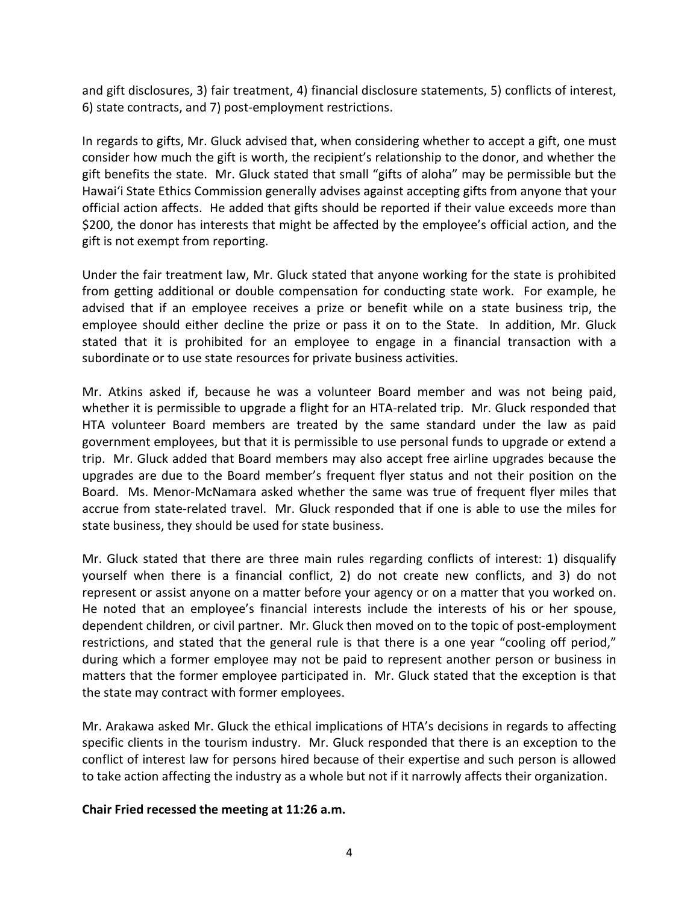and gift disclosures, 3) fair treatment, 4) financial disclosure statements, 5) conflicts of interest, 6) state contracts, and 7) post-employment restrictions.

In regards to gifts, Mr. Gluck advised that, when considering whether to accept a gift, one must consider how much the gift is worth, the recipient's relationship to the donor, and whether the gift benefits the state. Mr. Gluck stated that small "gifts of aloha" may be permissible but the Hawai'i State Ethics Commission generally advises against accepting gifts from anyone that your official action affects. He added that gifts should be reported if their value exceeds more than $200, the donor has interests that might be affected by the employee's official action, and the gift is not exempt from reporting.

Under the fair treatment law, Mr. Gluck stated that anyone working for the state is prohibited from getting additional or double compensation for conducting state work. For example, he advised that if an employee receives a prize or benefit while on a state business trip, the employee should either decline the prize or pass it on to the State. In addition, Mr. Gluck stated that it is prohibited for an employee to engage in a financial transaction with a subordinate or to use state resources for private business activities.

Mr. Atkins asked if, because he was a volunteer Board member and was not being paid, whether it is permissible to upgrade a flight for an HTA-related trip. Mr. Gluck responded that HTA volunteer Board members are treated by the same standard under the law as paid government employees, but that it is permissible to use personal funds to upgrade or extend a trip. Mr. Gluck added that Board members may also accept free airline upgrades because the upgrades are due to the Board member's frequent flyer status and not their position on the Board. Ms. Menor-McNamara asked whether the same was true of frequent flyer miles that accrue from state-related travel. Mr. Gluck responded that if one is able to use the miles for state business, they should be used for state business.

Mr. Gluck stated that there are three main rules regarding conflicts of interest: 1) disqualify yourself when there is a financial conflict, 2) do not create new conflicts, and 3) do not represent or assist anyone on a matter before your agency or on a matter that you worked on. He noted that an employee's financial interests include the interests of his or her spouse, dependent children, or civil partner. Mr. Gluck then moved on to the topic of post-employment restrictions, and stated that the general rule is that there is a one year "cooling off period," during which a former employee may not be paid to represent another person or business in matters that the former employee participated in. Mr. Gluck stated that the exception is that the state may contract with former employees.

Mr. Arakawa asked Mr. Gluck the ethical implications of HTA's decisions in regards to affecting specific clients in the tourism industry. Mr. Gluck responded that there is an exception to the conflict of interest law for persons hired because of their expertise and such person is allowed to take action affecting the industry as a whole but not if it narrowly affects their organization.

**Chair Fried recessed the meeting at 11:26 a.m.**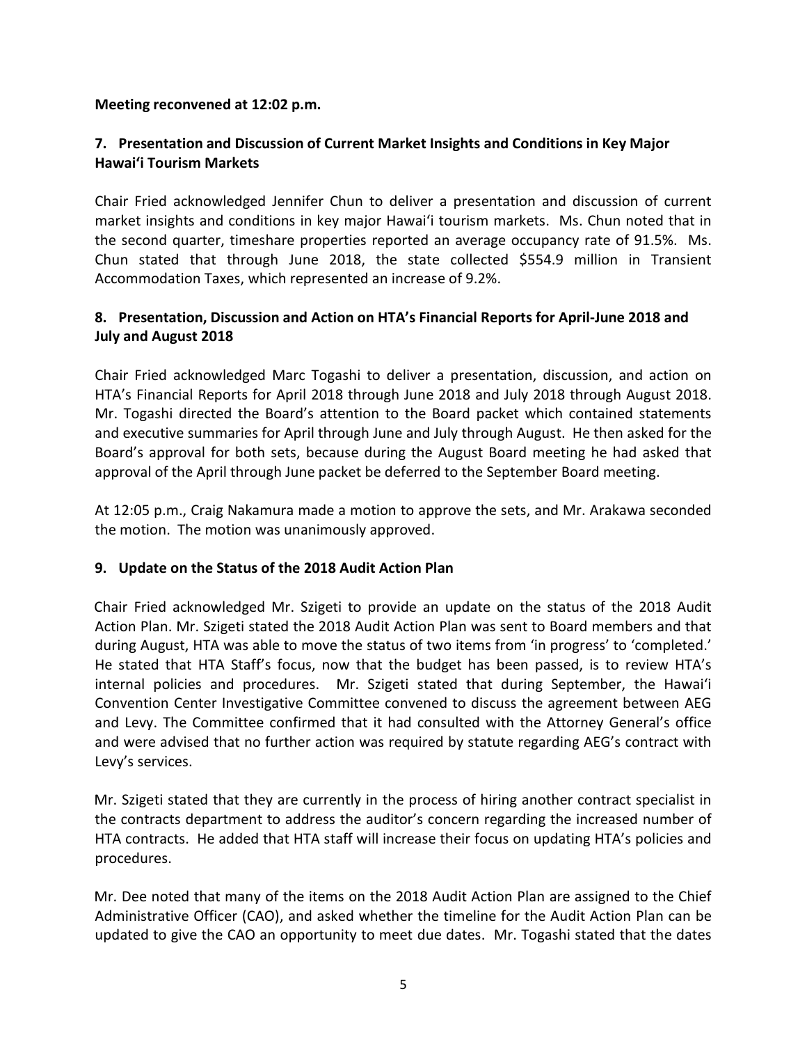**Meeting reconvened at 12:02 p.m.**

## 7. Presentation and Discussion of Current Market Insights and Conditions in Key Major Hawai'i Tourism Markets

Chair Fried acknowledged Jennifer Chun to deliver a presentation and discussion of current market insights and conditions in key major Hawai'i tourism markets. Ms. Chun noted that in the second quarter, timeshare properties reported an average occupancy rate of 91.5%. Ms. Chun stated that through June 2018, the state collected $554.9 million in Transient Accommodation Taxes, which represented an increase of 9.2%.

## 8. Presentation, Discussion and Action on HTA's Financial Reports for April-June 2018 and July and August 2018

Chair Fried acknowledged Marc Togashi to deliver a presentation, discussion, and action on HTA's Financial Reports for April 2018 through June 2018 and July 2018 through August 2018. Mr. Togashi directed the Board's attention to the Board packet which contained statements and executive summaries for April through June and July through August. He then asked for the Board's approval for both sets, because during the August Board meeting he had asked that approval of the April through June packet be deferred to the September Board meeting.

At 12:05 p.m., Craig Nakamura made a motion to approve the sets, and Mr. Arakawa seconded the motion. The motion was unanimously approved.

## 9. Update on the Status of the 2018 Audit Action Plan

Chair Fried acknowledged Mr. Szigeti to provide an update on the status of the 2018 Audit Action Plan. Mr. Szigeti stated the 2018 Audit Action Plan was sent to Board members and that during August, HTA was able to move the status of two items from 'in progress' to 'completed.' He stated that HTA Staff's focus, now that the budget has been passed, is to review HTA's internal policies and procedures. Mr. Szigeti stated that during September, the Hawai'i Convention Center Investigative Committee convened to discuss the agreement between AEG and Levy. The Committee confirmed that it had consulted with the Attorney General's office and were advised that no further action was required by statute regarding AEG's contract with Levy's services.

Mr. Szigeti stated that they are currently in the process of hiring another contract specialist in the contracts department to address the auditor's concern regarding the increased number of HTA contracts. He added that HTA staff will increase their focus on updating HTA's policies and procedures.

Mr. Dee noted that many of the items on the 2018 Audit Action Plan are assigned to the Chief Administrative Officer (CAO), and asked whether the timeline for the Audit Action Plan can be updated to give the CAO an opportunity to meet due dates. Mr. Togashi stated that the dates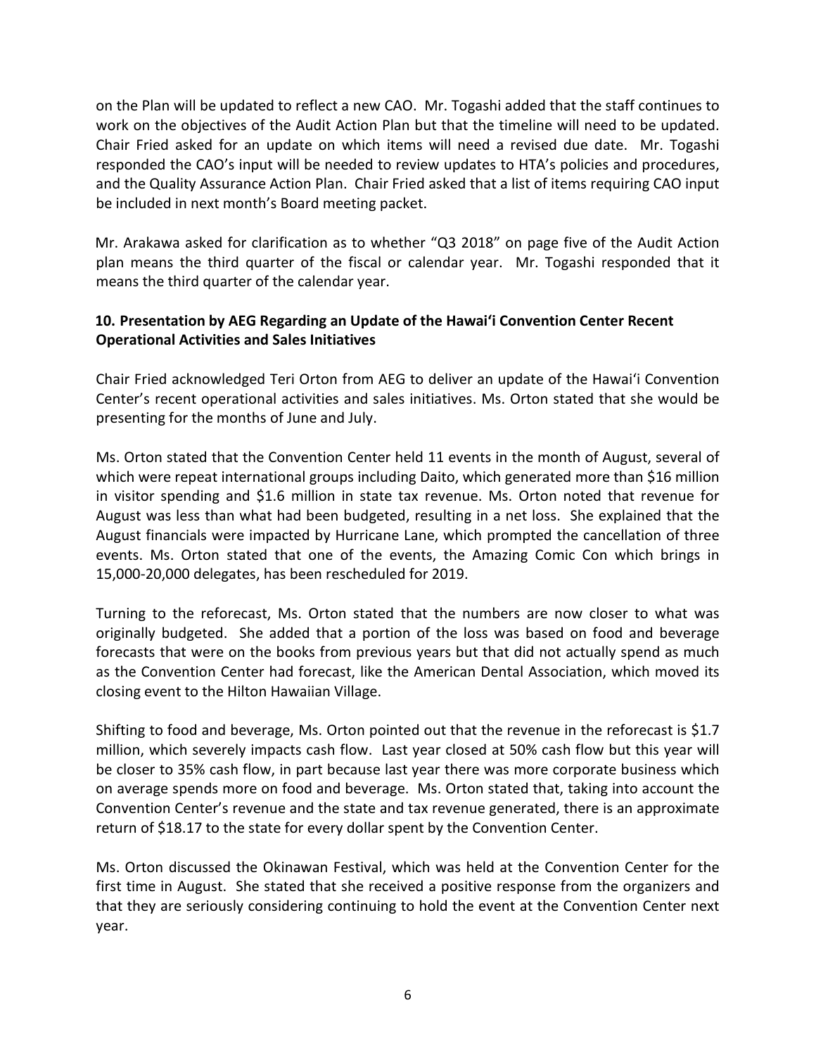on the Plan will be updated to reflect a new CAO. Mr. Togashi added that the staff continues to work on the objectives of the Audit Action Plan but that the timeline will need to be updated. Chair Fried asked for an update on which items will need a revised due date. Mr. Togashi responded the CAO's input will be needed to review updates to HTA's policies and procedures, and the Quality Assurance Action Plan. Chair Fried asked that a list of items requiring CAO input be included in next month's Board meeting packet.

Mr. Arakawa asked for clarification as to whether "Q3 2018" on page five of the Audit Action plan means the third quarter of the fiscal or calendar year. Mr. Togashi responded that it means the third quarter of the calendar year.

**10. Presentation by AEG Regarding an Update of the Hawai'i Convention Center Recent Operational Activities and Sales Initiatives**

Chair Fried acknowledged Teri Orton from AEG to deliver an update of the Hawai'i Convention Center's recent operational activities and sales initiatives. Ms. Orton stated that she would be presenting for the months of June and July.

Ms. Orton stated that the Convention Center held 11 events in the month of August, several of which were repeat international groups including Daito, which generated more than $16 million in visitor spending and $1.6 million in state tax revenue. Ms. Orton noted that revenue for August was less than what had been budgeted, resulting in a net loss. She explained that the August financials were impacted by Hurricane Lane, which prompted the cancellation of three events. Ms. Orton stated that one of the events, the Amazing Comic Con which brings in 15,000-20,000 delegates, has been rescheduled for 2019.

Turning to the reforecast, Ms. Orton stated that the numbers are now closer to what was originally budgeted. She added that a portion of the loss was based on food and beverage forecasts that were on the books from previous years but that did not actually spend as much as the Convention Center had forecast, like the American Dental Association, which moved its closing event to the Hilton Hawaiian Village.

Shifting to food and beverage, Ms. Orton pointed out that the revenue in the reforecast is $1.7 million, which severely impacts cash flow. Last year closed at 50% cash flow but this year will be closer to 35% cash flow, in part because last year there was more corporate business which on average spends more on food and beverage. Ms. Orton stated that, taking into account the Convention Center's revenue and the state and tax revenue generated, there is an approximate return of $18.17 to the state for every dollar spent by the Convention Center.

Ms. Orton discussed the Okinawan Festival, which was held at the Convention Center for the first time in August. She stated that she received a positive response from the organizers and that they are seriously considering continuing to hold the event at the Convention Center next year.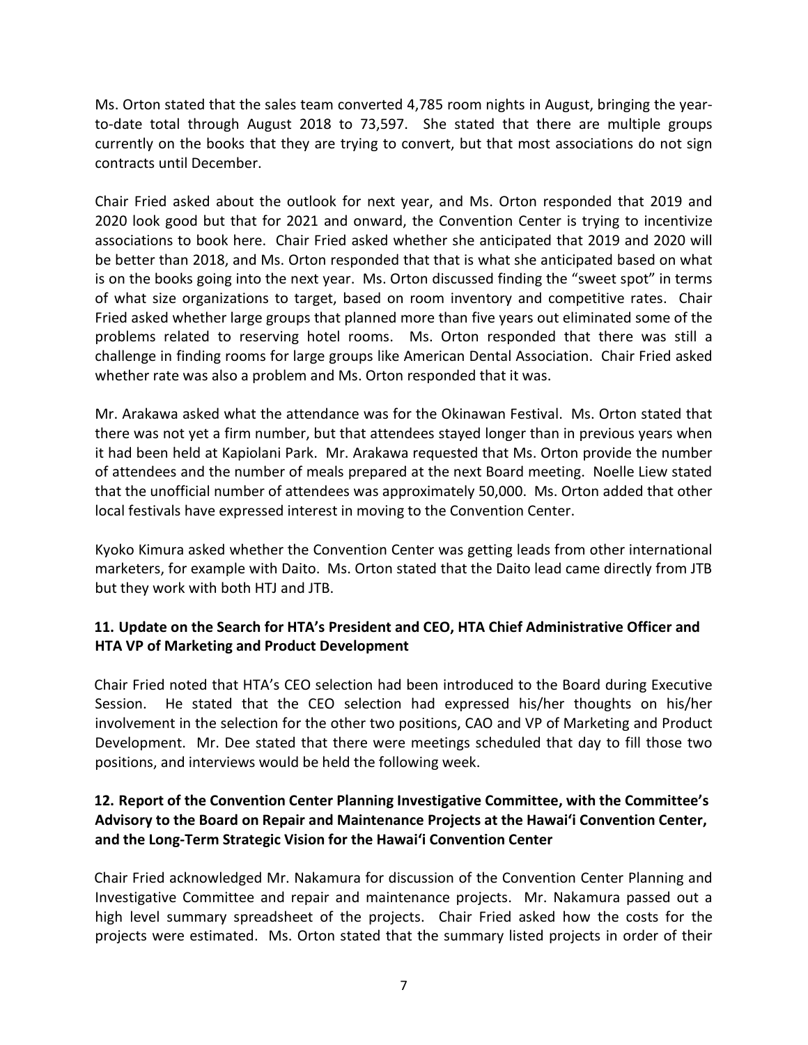Ms. Orton stated that the sales team converted 4,785 room nights in August, bringing the year-to-date total through August 2018 to 73,597. She stated that there are multiple groups currently on the books that they are trying to convert, but that most associations do not sign contracts until December.

Chair Fried asked about the outlook for next year, and Ms. Orton responded that 2019 and 2020 look good but that for 2021 and onward, the Convention Center is trying to incentivize associations to book here. Chair Fried asked whether she anticipated that 2019 and 2020 will be better than 2018, and Ms. Orton responded that that is what she anticipated based on what is on the books going into the next year. Ms. Orton discussed finding the "sweet spot" in terms of what size organizations to target, based on room inventory and competitive rates. Chair Fried asked whether large groups that planned more than five years out eliminated some of the problems related to reserving hotel rooms. Ms. Orton responded that there was still a challenge in finding rooms for large groups like American Dental Association. Chair Fried asked whether rate was also a problem and Ms. Orton responded that it was.

Mr. Arakawa asked what the attendance was for the Okinawan Festival. Ms. Orton stated that there was not yet a firm number, but that attendees stayed longer than in previous years when it had been held at Kapiolani Park. Mr. Arakawa requested that Ms. Orton provide the number of attendees and the number of meals prepared at the next Board meeting. Noelle Liew stated that the unofficial number of attendees was approximately 50,000. Ms. Orton added that other local festivals have expressed interest in moving to the Convention Center.

Kyoko Kimura asked whether the Convention Center was getting leads from other international marketers, for example with Daito. Ms. Orton stated that the Daito lead came directly from JTB but they work with both HTJ and JTB.

**11. Update on the Search for HTA's President and CEO, HTA Chief Administrative Officer and HTA VP of Marketing and Product Development**

Chair Fried noted that HTA's CEO selection had been introduced to the Board during Executive Session. He stated that the CEO selection had expressed his/her thoughts on his/her involvement in the selection for the other two positions, CAO and VP of Marketing and Product Development. Mr. Dee stated that there were meetings scheduled that day to fill those two positions, and interviews would be held the following week.

**12. Report of the Convention Center Planning Investigative Committee, with the Committee's Advisory to the Board on Repair and Maintenance Projects at the Hawai'i Convention Center, and the Long-Term Strategic Vision for the Hawai'i Convention Center**

Chair Fried acknowledged Mr. Nakamura for discussion of the Convention Center Planning and Investigative Committee and repair and maintenance projects. Mr. Nakamura passed out a high level summary spreadsheet of the projects. Chair Fried asked how the costs for the projects were estimated. Ms. Orton stated that the summary listed projects in order of their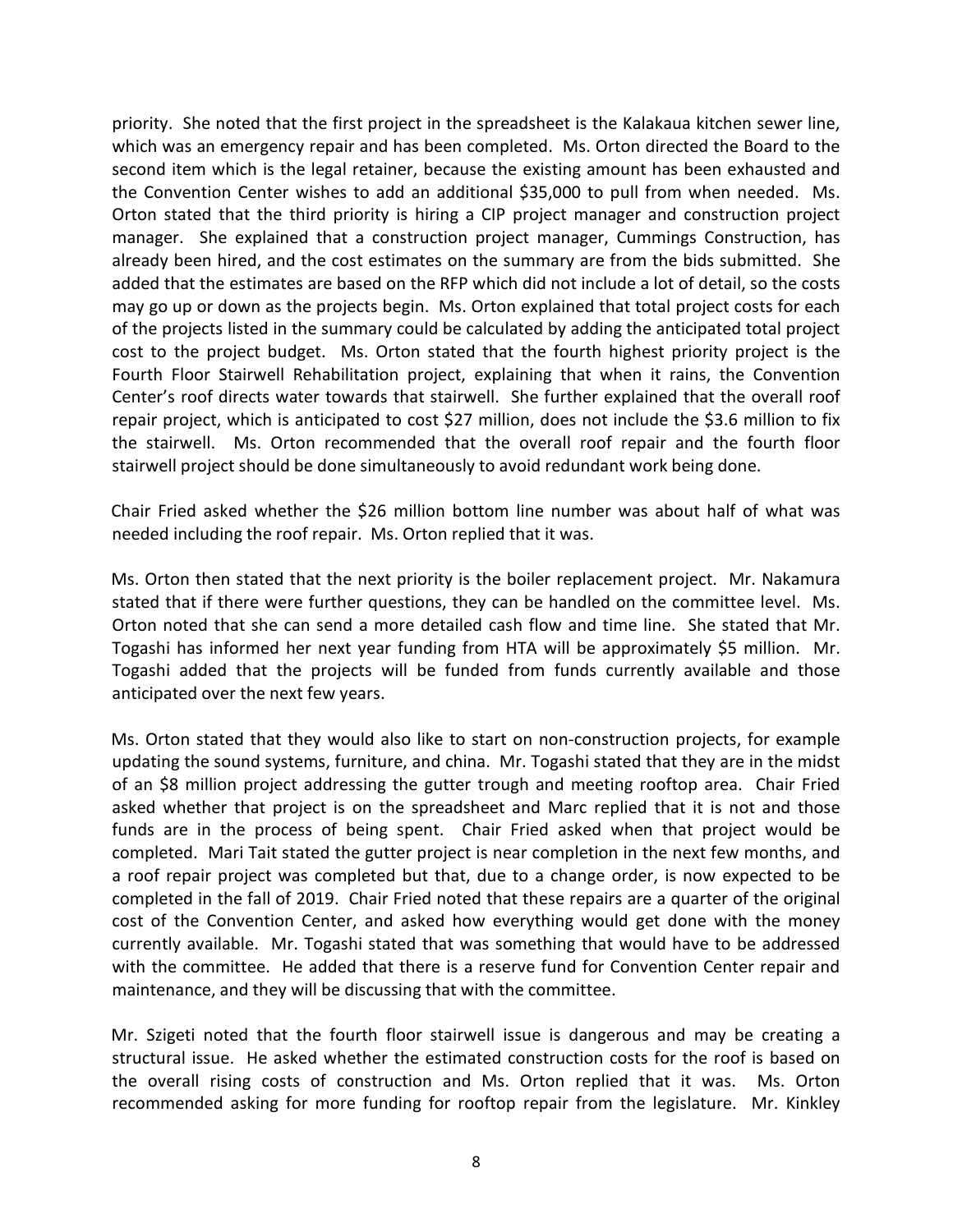priority. She noted that the first project in the spreadsheet is the Kalakaua kitchen sewer line, which was an emergency repair and has been completed. Ms. Orton directed the Board to the second item which is the legal retainer, because the existing amount has been exhausted and the Convention Center wishes to add an additional $35,000 to pull from when needed. Ms. Orton stated that the third priority is hiring a CIP project manager and construction project manager. She explained that a construction project manager, Cummings Construction, has already been hired, and the cost estimates on the summary are from the bids submitted. She added that the estimates are based on the RFP which did not include a lot of detail, so the costs may go up or down as the projects begin. Ms. Orton explained that total project costs for each of the projects listed in the summary could be calculated by adding the anticipated total project cost to the project budget. Ms. Orton stated that the fourth highest priority project is the Fourth Floor Stairwell Rehabilitation project, explaining that when it rains, the Convention Center's roof directs water towards that stairwell. She further explained that the overall roof repair project, which is anticipated to cost $27 million, does not include the $3.6 million to fix the stairwell. Ms. Orton recommended that the overall roof repair and the fourth floor stairwell project should be done simultaneously to avoid redundant work being done.

Chair Fried asked whether the $26 million bottom line number was about half of what was needed including the roof repair. Ms. Orton replied that it was.

Ms. Orton then stated that the next priority is the boiler replacement project. Mr. Nakamura stated that if there were further questions, they can be handled on the committee level. Ms. Orton noted that she can send a more detailed cash flow and time line. She stated that Mr. Togashi has informed her next year funding from HTA will be approximately $5 million. Mr. Togashi added that the projects will be funded from funds currently available and those anticipated over the next few years.

Ms. Orton stated that they would also like to start on non-construction projects, for example updating the sound systems, furniture, and china. Mr. Togashi stated that they are in the midst of an $8 million project addressing the gutter trough and meeting rooftop area. Chair Fried asked whether that project is on the spreadsheet and Marc replied that it is not and those funds are in the process of being spent. Chair Fried asked when that project would be completed. Mari Tait stated the gutter project is near completion in the next few months, and a roof repair project was completed but that, due to a change order, is now expected to be completed in the fall of 2019. Chair Fried noted that these repairs are a quarter of the original cost of the Convention Center, and asked how everything would get done with the money currently available. Mr. Togashi stated that was something that would have to be addressed with the committee. He added that there is a reserve fund for Convention Center repair and maintenance, and they will be discussing that with the committee.

Mr. Szigeti noted that the fourth floor stairwell issue is dangerous and may be creating a structural issue. He asked whether the estimated construction costs for the roof is based on the overall rising costs of construction and Ms. Orton replied that it was. Ms. Orton recommended asking for more funding for rooftop repair from the legislature. Mr. Kinkley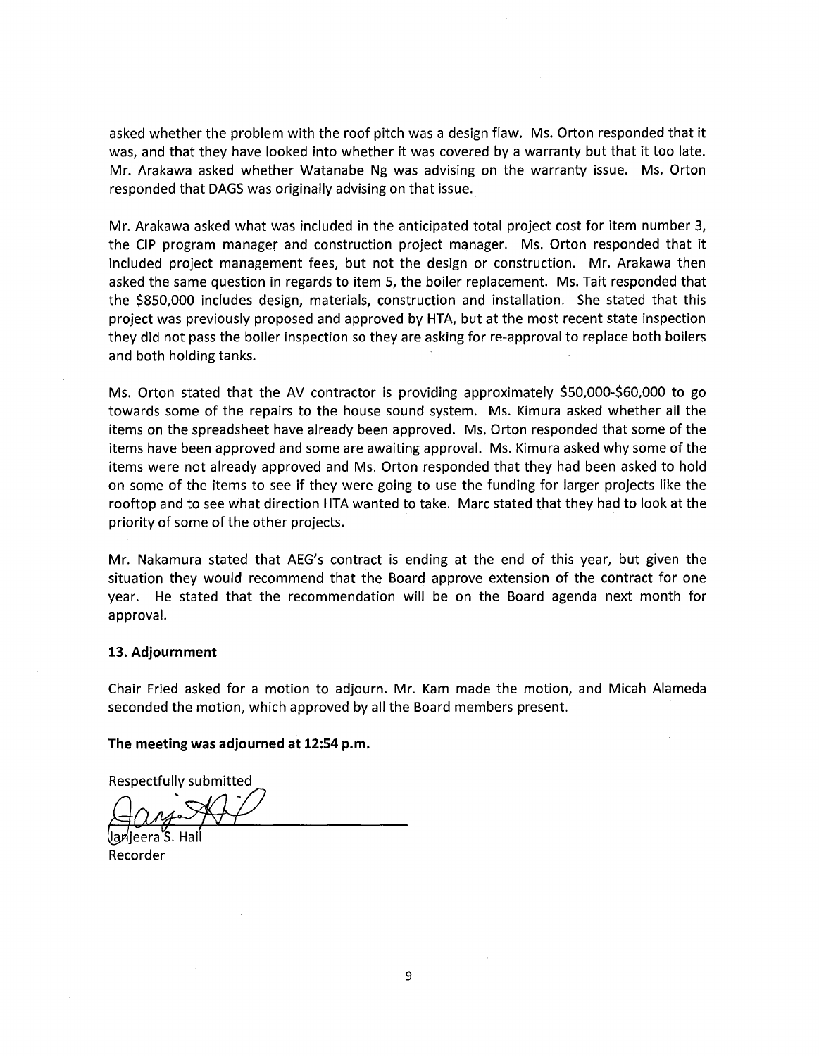asked whether the problem with the roof pitch was a design flaw. Ms. Orton responded that it was, and that they have looked into whether it was covered by a warranty but that it too late. Mr. Arakawa asked whether Watanabe Ng was advising on the warranty issue. Ms. Orton responded that DAGS was originally advising on that issue.

Mr. Arakawa asked what was included in the anticipated total project cost for item number 3, the CIP program manager and construction project manager. Ms. Orton responded that it included project management fees, but not the design or construction. Mr. Arakawa then asked the same question in regards to item 5, the boiler replacement. Ms. Tait responded that the $850,000 includes design, materials, construction and installation. She stated that this project was previously proposed and approved by HTA, but at the most recent state inspection they did not pass the boiler inspection so they are asking for re-approval to replace both boilers and both holding tanks.

Ms. Orton stated that the AV contractor is providing approximately $50,000-$60,000 to go towards some of the repairs to the house sound system. Ms. Kimura asked whether all the items on the spreadsheet have already been approved. Ms. Orton responded that some of the items have been approved and some are awaiting approval. Ms. Kimura asked why some of the items were not already approved and Ms. Orton responded that they had been asked to hold on some of the items to see if they were going to use the funding for larger projects like the rooftop and to see what direction HTA wanted to take. Marc stated that they had to look at the priority of some of the other projects.

Mr. Nakamura stated that AEG's contract is ending at the end of this year, but given the situation they would recommend that the Board approve extension of the contract for one year. He stated that the recommendation will be on the Board agenda next month for approval.

**13. Adjournment**

Chair Fried asked for a motion to adjourn. Mr. Kam made the motion, and Micah Alameda seconded the motion, which approved by all the Board members present.

**The meeting was adjourned at 12:54 p.m.**

Respectfully submitted

Janjeera S. Hail
Recorder